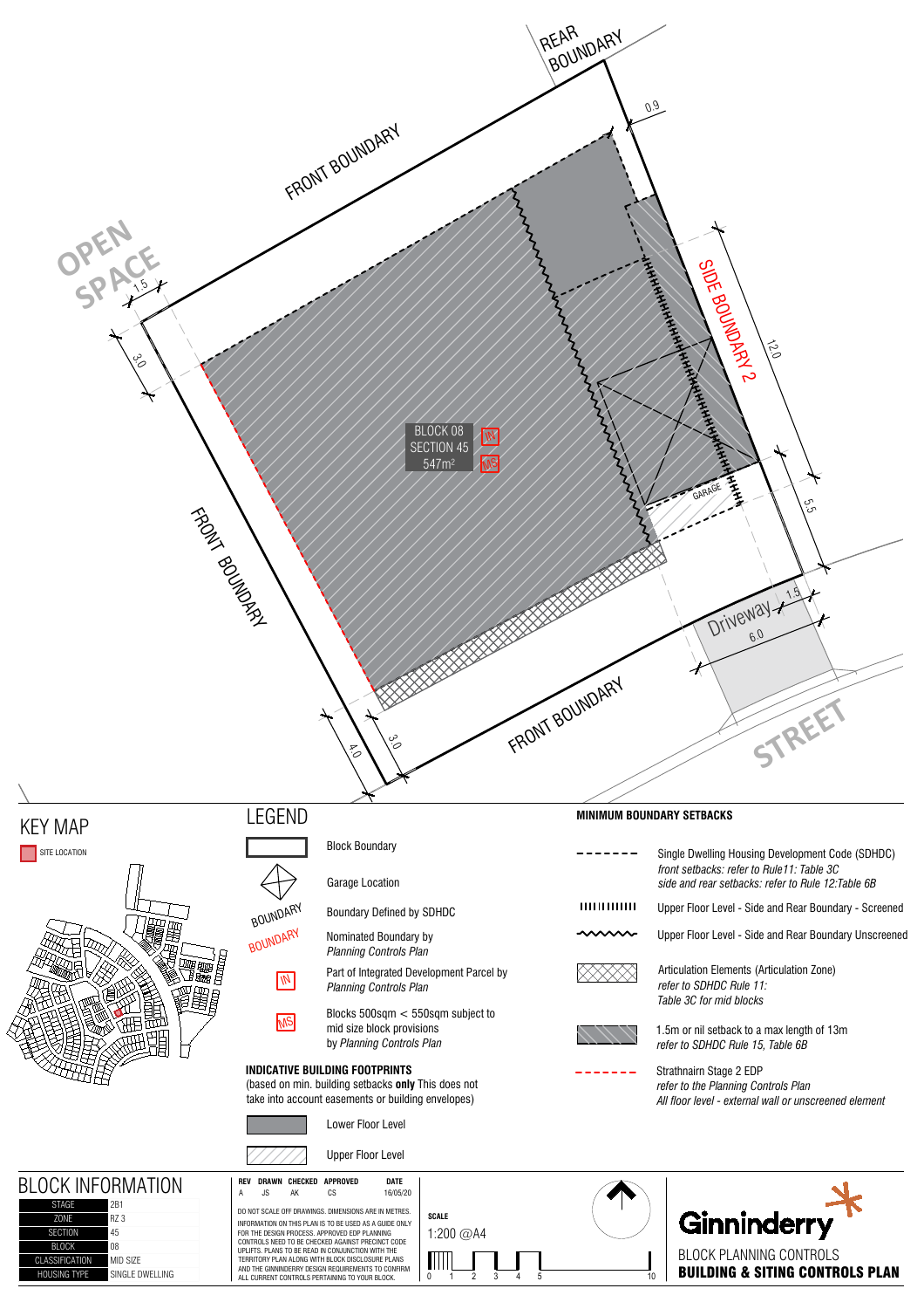REAR BOUNDARY

FRONT BOUNDARY

OPEN SPACE

SIDE BOUNDARY 2

FRONT BOUNDARY

FRONT BOUNDARY

STREET

Driveway

GARAGE

BLOCK 08
SECTION 45
547m²

IN

MS

0.9 | 1.5 | 3.0 | 12.0 | 5.5 | 1.5 | 6.0 | 4.0 | 3.0

## KEY MAP

SITE LOCATION

## LEGEND

- Block Boundary
- Garage Location
- BOUNDARY — Boundary Defined by SDHDC
- BOUNDARY — Nominated Boundary by *Planning Controls Plan*
- IN — Part of Integrated Development Parcel by *Planning Controls Plan*
- MS — Blocks 500sqm < 550sqm subject to mid size block provisions by *Planning Controls Plan*

**INDICATIVE BUILDING FOOTPRINTS**
(based on min. building setbacks **only** This does not take into account easements or building envelopes)

- Lower Floor Level
- Upper Floor Level

## MINIMUM BOUNDARY SETBACKS

- Single Dwelling Housing Development Code (SDHDC)
  *front setbacks: refer to Rule11: Table 3C*
  *side and rear setbacks: refer to Rule 12:Table 6B*
- Upper Floor Level - Side and Rear Boundary - Screened
- Upper Floor Level - Side and Rear Boundary Unscreened
- Articulation Elements (Articulation Zone)
  *refer to SDHDC Rule 11:*
  *Table 3C for mid blocks*
- 1.5m or nil setback to a max length of 13m
  *refer to SDHDC Rule 15, Table 6B*
- Strathnairn Stage 2 EDP
  *refer to the Planning Controls Plan*
  *All floor level - external wall or unscreened element*

## BLOCK INFORMATION

| | |
|---|---|
| STAGE | 2B1 |
| ZONE | RZ 3 |
| SECTION | 45 |
| BLOCK | 08 |
| CLASSIFICATION | MID SIZE |
| HOUSING TYPE | SINGLE DWELLING |

| REV | DRAWN | CHECKED | APPROVED | DATE |
|---|---|---|---|---|
| A | JS | AK | CS | 16/05/20 |

DO NOT SCALE OFF DRAWINGS. DIMENSIONS ARE IN METRES.
INFORMATION ON THIS PLAN IS TO BE USED AS A GUIDE ONLY FOR THE DESIGN PROCESS. APPROVED EDP PLANNING CONTROLS NEED TO BE CHECKED AGAINST PRECINCT CODE UPLIFTS. PLANS TO BE READ IN CONJUNCTION WITH THE TERRITORY PLAN ALONG WITH BLOCK DISCLOSURE PLANS AND THE GINNINDERRY DESIGN REQUIREMENTS TO CONFIRM ALL CURRENT CONTROLS PERTAINING TO YOUR BLOCK.

**SCALE**
1:200 @A4

0 1 2 3 4 5 10

Ginninderry

BLOCK PLANNING CONTROLS
**BUILDING & SITING CONTROLS PLAN**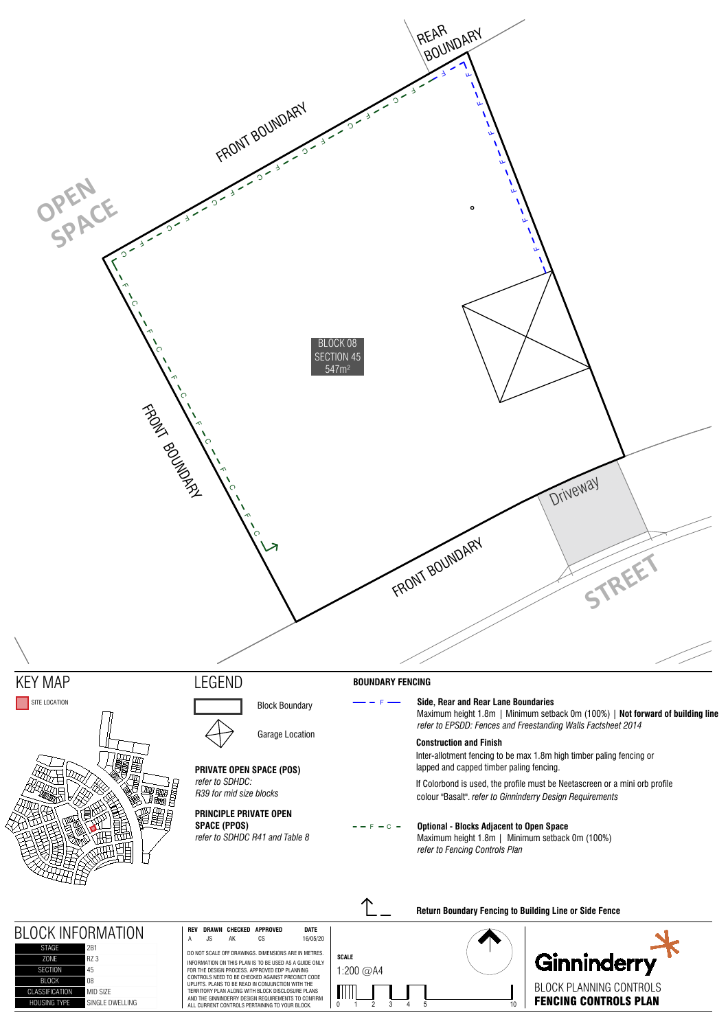REAR BOUNDARY

FRONT BOUNDARY

OPEN SPACE

BLOCK 08
SECTION 45
547m²

FRONT BOUNDARY

Driveway

FRONT BOUNDARY

STREET

## KEY MAP

SITE LOCATION

## LEGEND

Block Boundary

Garage Location

**PRIVATE OPEN SPACE (POS)**
*refer to SDHDC:*
*R39 for mid size blocks*

**PRINCIPLE PRIVATE OPEN SPACE (PPOS)**
*refer to SDHDC R41 and Table 8*

## BOUNDARY FENCING

**Side, Rear and Rear Lane Boundaries**
Maximum height 1.8m | Minimum setback 0m (100%) | **Not forward of building line**
*refer to EPSDD: Fences and Freestanding Walls Factsheet 2014*

**Construction and Finish**
Inter-allotment fencing to be max 1.8m high timber paling fencing or lapped and capped timber paling fencing.

If Colorbond is used, the profile must be Neetascreen or a mini orb profile colour "Basalt". *refer to Ginninderry Design Requirements*

**Optional - Blocks Adjacent to Open Space**
Maximum height 1.8m | Minimum setback 0m (100%)
*refer to Fencing Controls Plan*

**Return Boundary Fencing to Building Line or Side Fence**

## BLOCK INFORMATION

| | |
|---|---|
| STAGE | 2B1 |
| ZONE | RZ 3 |
| SECTION | 45 |
| BLOCK | 08 |
| CLASSIFICATION | MID SIZE |
| HOUSING TYPE | SINGLE DWELLING |

| REV | DRAWN | CHECKED | APPROVED | DATE |
|---|---|---|---|---|
| A | JS | AK | CS | 16/05/20 |

DO NOT SCALE OFF DRAWINGS. DIMENSIONS ARE IN METRES.
INFORMATION ON THIS PLAN IS TO BE USED AS A GUIDE ONLY FOR THE DESIGN PROCESS. APPROVED EDP PLANNING CONTROLS NEED TO BE CHECKED AGAINST PRECINCT CODE UPLIFTS. PLANS TO BE READ IN CONJUNCTION WITH THE TERRITORY PLAN ALONG WITH BLOCK DISCLOSURE PLANS AND THE GINNINDERRY DESIGN REQUIREMENTS TO CONFIRM ALL CURRENT CONTROLS PERTAINING TO YOUR BLOCK.

SCALE
1:200 @A4

0 1 2 3 4 5 10

Ginninderry

BLOCK PLANNING CONTROLS
**FENCING CONTROLS PLAN**